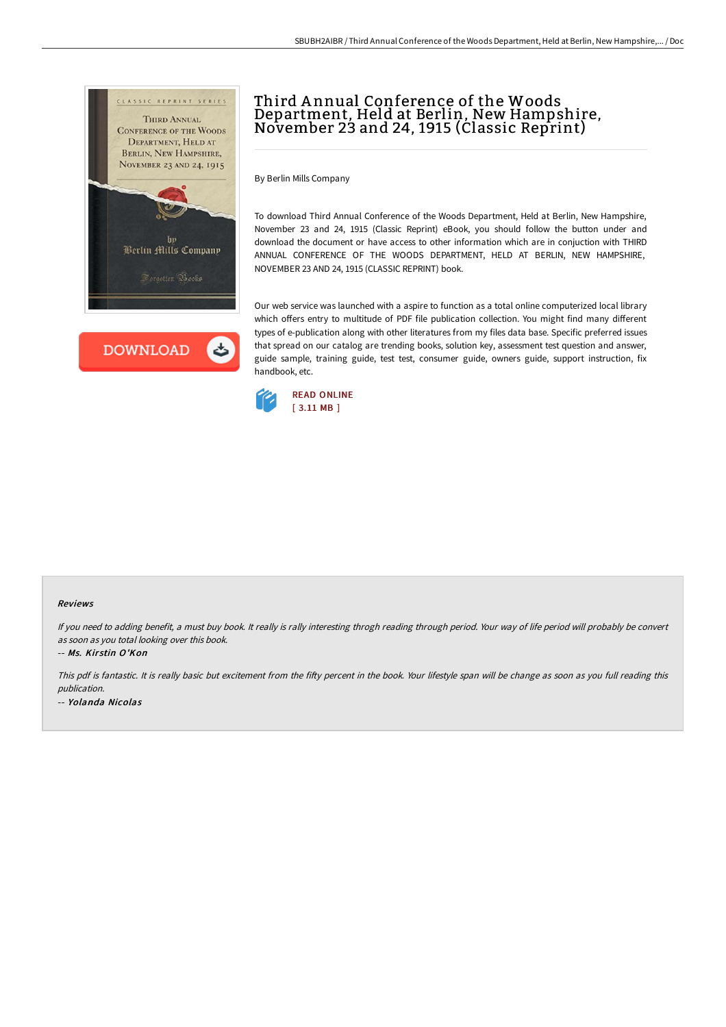# Third Annual Conference of the Woods Department, Held at Berlin, New Hampshire, November 23 and 24, 1915 (Classic Reprint)

By Berlin Mills Company

To download Third Annual Conference of the Woods Department, Held at Berlin, New Hampshire, November 23 and 24, 1915 (Classic Reprint) eBook, you should follow the button under and download the document or have access to other information which are in conjuction with THIRD ANNUAL CONFERENCE OF THE WOODS DEPARTMENT, HELD AT BERLIN, NEW HAMPSHIRE, NOVEMBER 23 AND 24, 1915 (CLASSIC REPRINT) book.

Our web service was launched with a aspire to function as a total online computerized local library which offers entry to multitude of PDF file publication collection. You might find many different types of e-publication along with other literatures from my files data base. Specific preferred issues that spread on our catalog are trending books, solution key, assessment test question and answer, guide sample, training guide, test test, consumer guide, owners guide, support instruction, fix handbook, etc.

DOWNLOAD

READ ONLINE
[ 3.11 MB ]

## Reviews

*If you need to adding benefit, a must buy book. It really is rally interesting throgh reading through period. Your way of life period will probably be convert as soon as you total looking over this book.*

-- *Ms. Kirstin O'Kon*

*This pdf is fantastic. It is really basic but excitement from the fifty percent in the book. Your lifestyle span will be change as soon as you full reading this publication.*

-- *Yolanda Nicolas*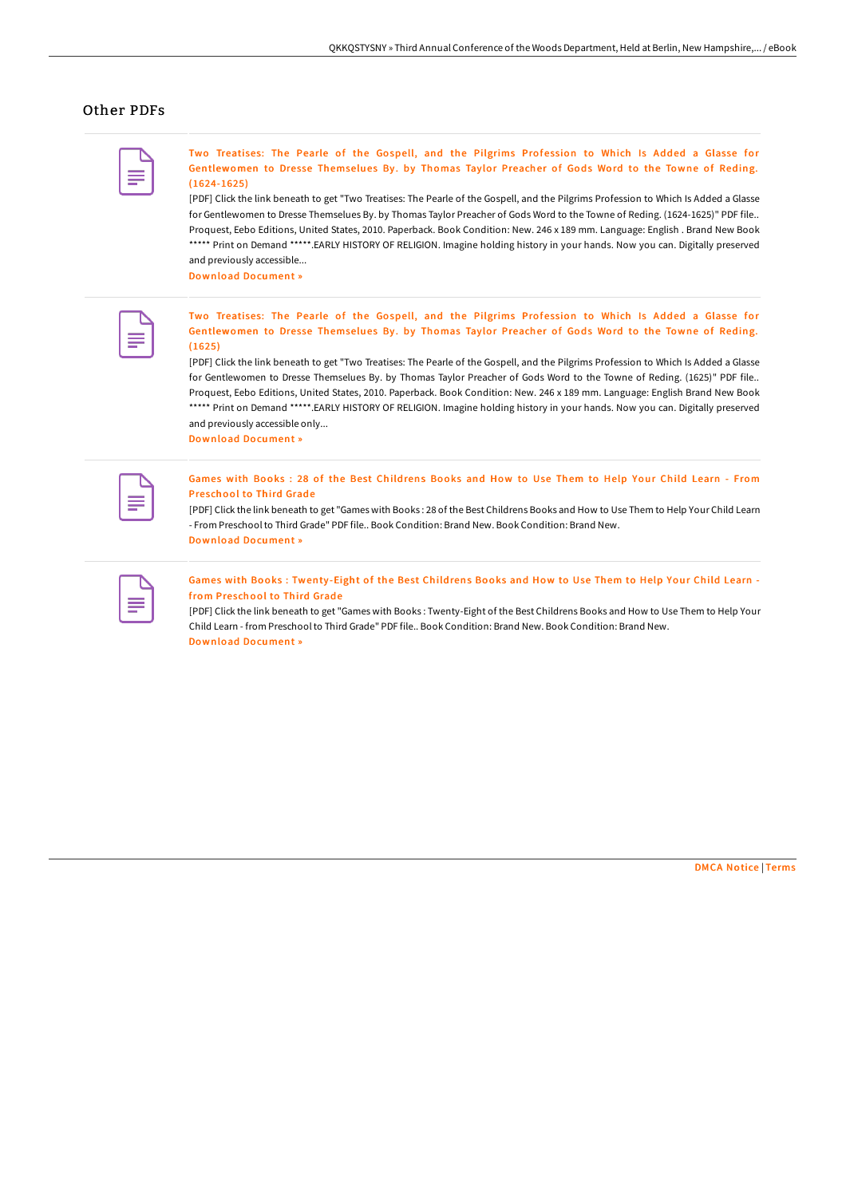## Other PDFs

**Two Treatises: The Pearle of the Gospell, and the Pilgrims Profession to Which Is Added a Glasse for Gentlewomen to Dresse Themselues By. by Thomas Taylor Preacher of Gods Word to the Towne of Reding. (1624-1625)**

[PDF] Click the link beneath to get "Two Treatises: The Pearle of the Gospell, and the Pilgrims Profession to Which Is Added a Glasse for Gentlewomen to Dresse Themselues By. by Thomas Taylor Preacher of Gods Word to the Towne of Reding. (1624-1625)" PDF file.. Proquest, Eebo Editions, United States, 2010. Paperback. Book Condition: New. 246 x 189 mm. Language: English . Brand New Book ***** Print on Demand *****.EARLY HISTORY OF RELIGION. Imagine holding history in your hands. Now you can. Digitally preserved and previously accessible...

Download Document »

**Two Treatises: The Pearle of the Gospell, and the Pilgrims Profession to Which Is Added a Glasse for Gentlewomen to Dresse Themselues By. by Thomas Taylor Preacher of Gods Word to the Towne of Reding. (1625)**

[PDF] Click the link beneath to get "Two Treatises: The Pearle of the Gospell, and the Pilgrims Profession to Which Is Added a Glasse for Gentlewomen to Dresse Themselues By. by Thomas Taylor Preacher of Gods Word to the Towne of Reding. (1625)" PDF file.. Proquest, Eebo Editions, United States, 2010. Paperback. Book Condition: New. 246 x 189 mm. Language: English Brand New Book ***** Print on Demand *****.EARLY HISTORY OF RELIGION. Imagine holding history in your hands. Now you can. Digitally preserved and previously accessible only...

Download Document »

**Games with Books : 28 of the Best Childrens Books and How to Use Them to Help Your Child Learn - From Preschool to Third Grade**

[PDF] Click the link beneath to get "Games with Books : 28 of the Best Childrens Books and How to Use Them to Help Your Child Learn - From Preschool to Third Grade" PDF file.. Book Condition: Brand New. Book Condition: Brand New.

Download Document »

**Games with Books : Twenty-Eight of the Best Childrens Books and How to Use Them to Help Your Child Learn - from Preschool to Third Grade**

[PDF] Click the link beneath to get "Games with Books : Twenty-Eight of the Best Childrens Books and How to Use Them to Help Your Child Learn - from Preschool to Third Grade" PDF file.. Book Condition: Brand New. Book Condition: Brand New.

Download Document »